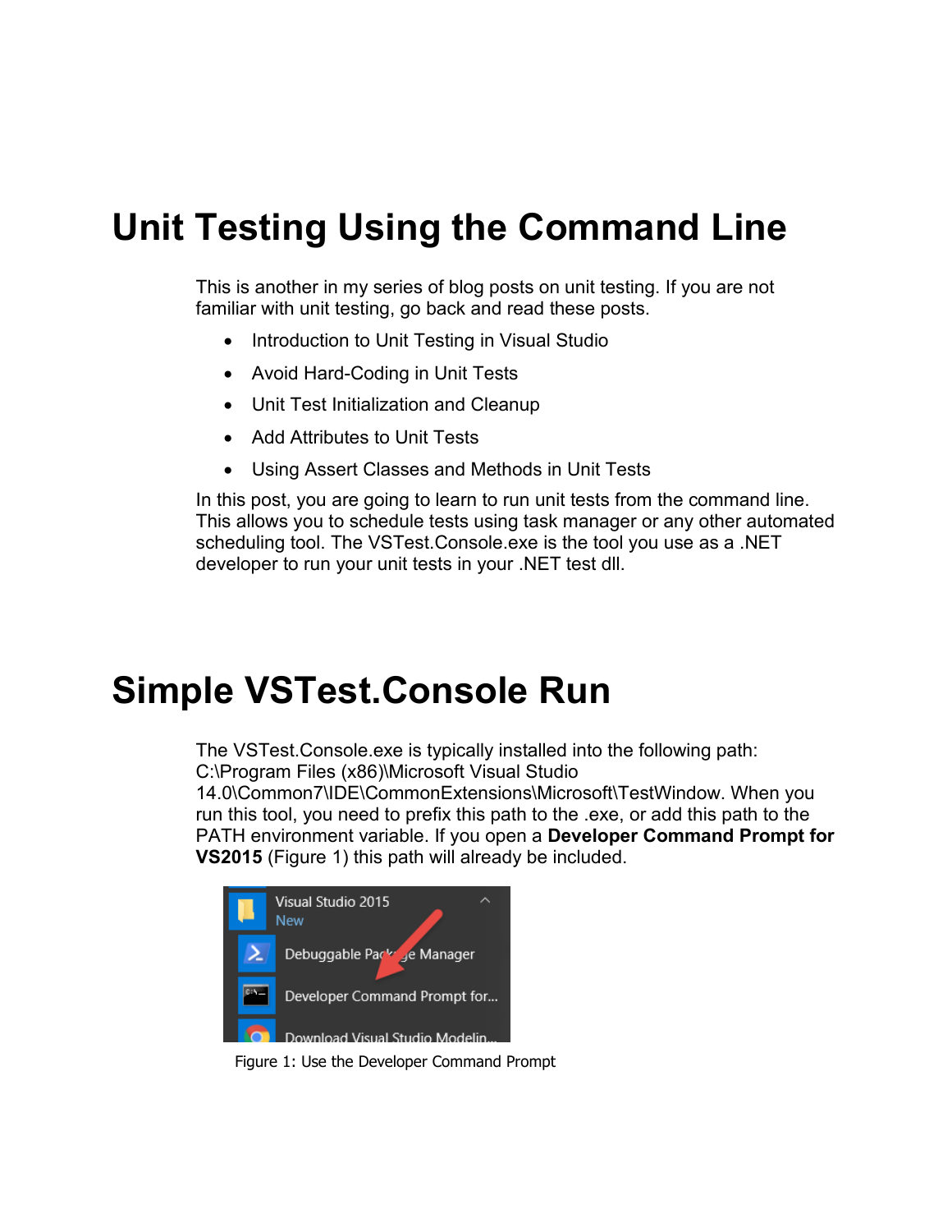# Unit Testing Using the Command Line

This is another in my series of blog posts on unit testing. If you are not familiar with unit testing, go back and read these posts.

- Introduction to Unit Testing in Visual Studio
- Avoid Hard-Coding in Unit Tests
- Unit Test Initialization and Cleanup
- Add Attributes to Unit Tests
- Using Assert Classes and Methods in Unit Tests

In this post, you are going to learn to run unit tests from the command line. This allows you to schedule tests using task manager or any other automated scheduling tool. The VSTest.Console.exe is the tool you use as a .NET developer to run your unit tests in your .NET test dll.

# Simple VSTest.Console Run

The VSTest.Console.exe is typically installed into the following path: C:\Program Files (x86)\Microsoft Visual Studio 14.0\Common7\IDE\CommonExtensions\Microsoft\TestWindow. When you run this tool, you need to prefix this path to the .exe, or add this path to the PATH environment variable. If you open a **Developer Command Prompt for VS2015** (Figure 1) this path will already be included.

Figure 1: Use the Developer Command Prompt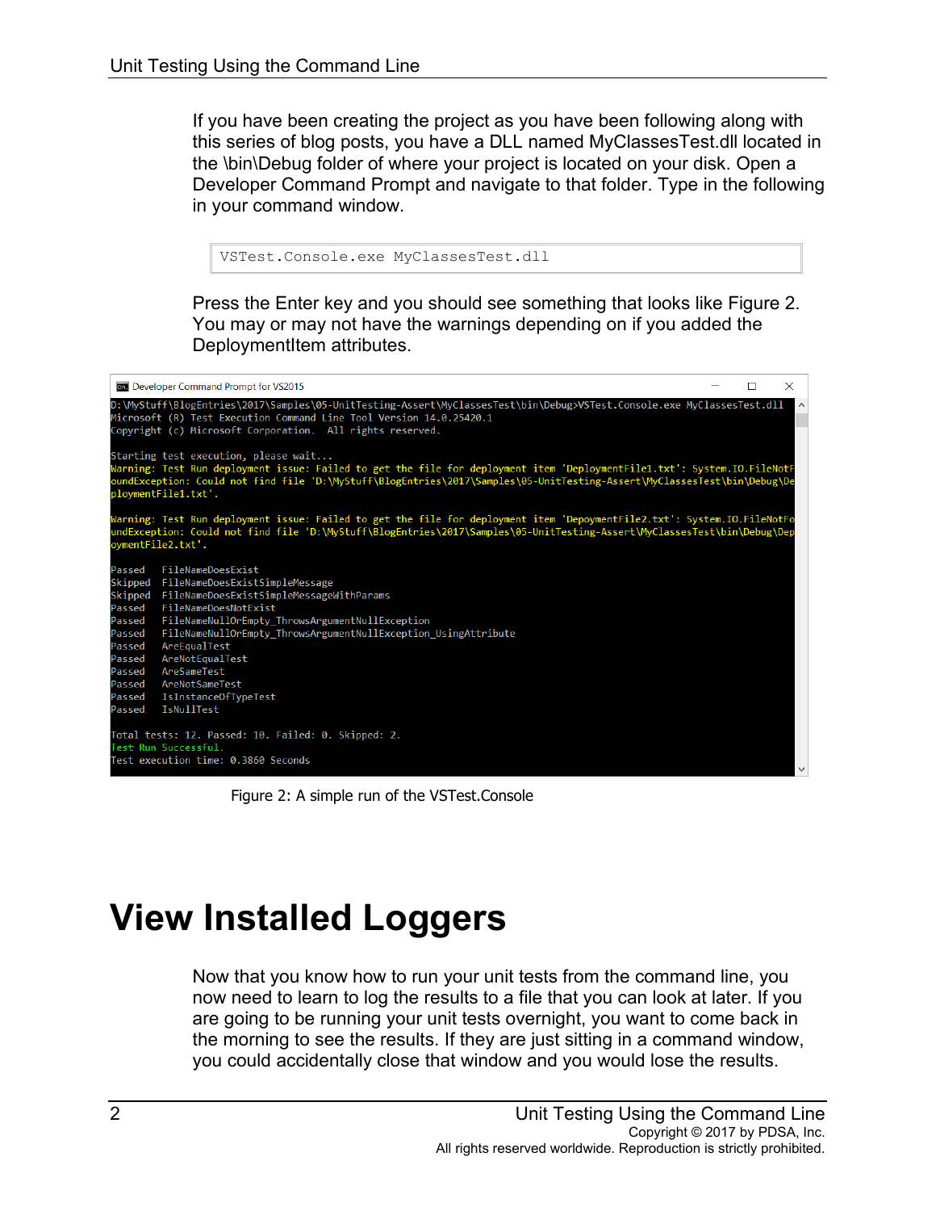If you have been creating the project as you have been following along with this series of blog posts, you have a DLL named MyClassesTest.dll located in the \bin\Debug folder of where your project is located on your disk. Open a Developer Command Prompt and navigate to that folder. Type in the following in your command window.

```
VSTest.Console.exe MyClassesTest.dll
```

Press the Enter key and you should see something that looks like Figure 2. You may or may not have the warnings depending on if you added the DeploymentItem attributes.

```
D:\MyStuff\BlogEntries\2017\Samples\05-UnitTesting-Assert\MyClassesTest\bin\Debug>VSTest.Console.exe MyClassesTest.dll
Microsoft (R) Test Execution Command Line Tool Version 14.0.25420.1
Copyright (c) Microsoft Corporation.  All rights reserved.

Starting test execution, please wait...
Warning: Test Run deployment issue: Failed to get the file for deployment item 'DeploymentFile1.txt': System.IO.FileNotFoundException: Could not find file 'D:\MyStuff\BlogEntries\2017\Samples\05-UnitTesting-Assert\MyClassesTest\bin\Debug\DeploymentFile1.txt'.

Warning: Test Run deployment issue: Failed to get the file for deployment item 'DepoymentFile2.txt': System.IO.FileNotFoundException: Could not find file 'D:\MyStuff\BlogEntries\2017\Samples\05-UnitTesting-Assert\MyClassesTest\bin\Debug\DepoymentFile2.txt'.

Passed   FileNameDoesExist
Skipped  FileNameDoesExistSimpleMessage
Skipped  FileNameDoesExistSimpleMessageWithParams
Passed   FileNameDoesNotExist
Passed   FileNameNullOrEmpty_ThrowsArgumentNullException
Passed   FileNameNullOrEmpty_ThrowsArgumentNullException_UsingAttribute
Passed   AreEqualTest
Passed   AreNotEqualTest
Passed   AreSameTest
Passed   AreNotSameTest
Passed   IsInstanceOfTypeTest
Passed   IsNullTest

Total tests: 12. Passed: 10. Failed: 0. Skipped: 2.
Test Run Successful.
Test execution time: 0.3860 Seconds
```

Figure 2: A simple run of the VSTest.Console

# View Installed Loggers

Now that you know how to run your unit tests from the command line, you now need to learn to log the results to a file that you can look at later. If you are going to be running your unit tests overnight, you want to come back in the morning to see the results. If they are just sitting in a command window, you could accidentally close that window and you would lose the results.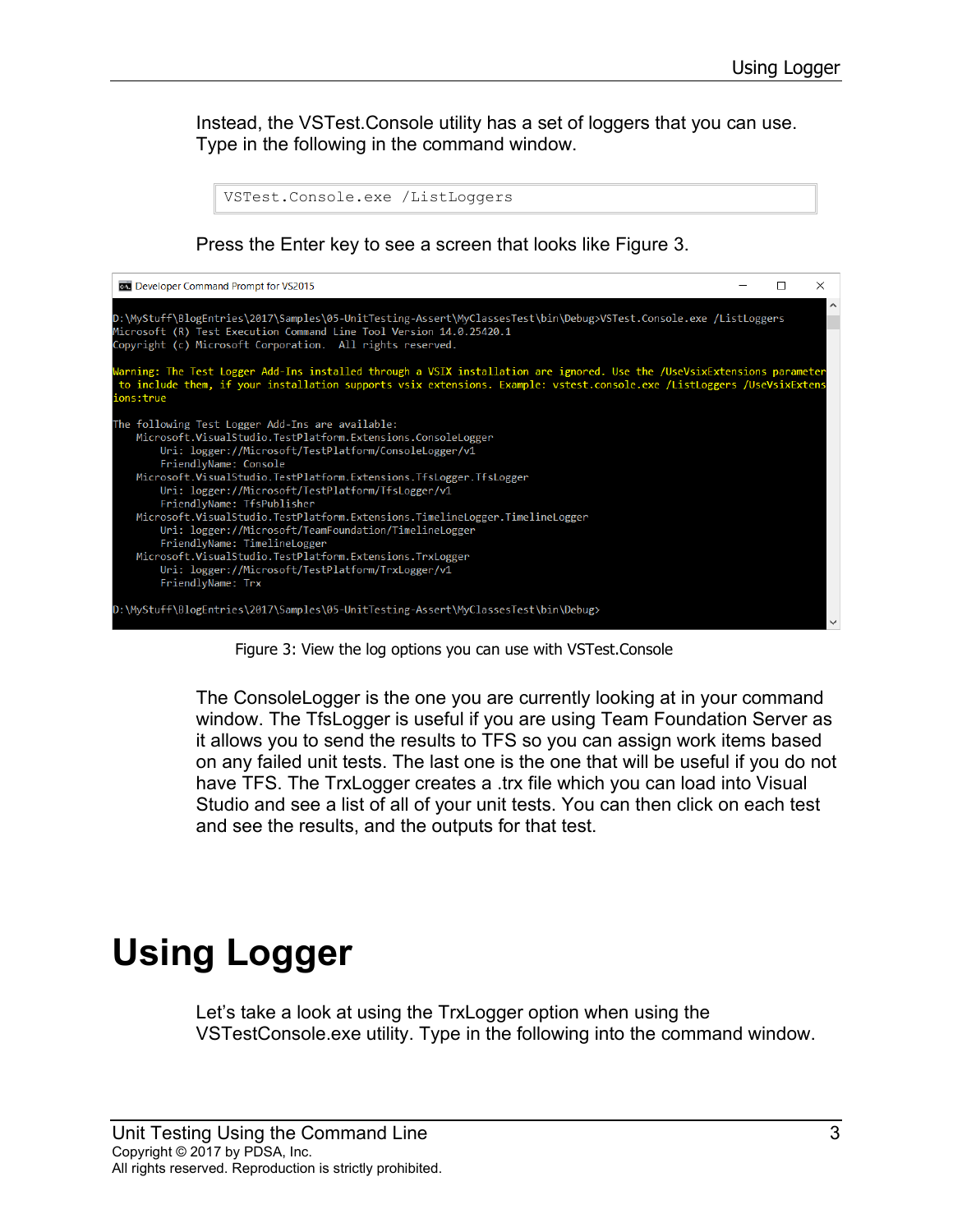Instead, the VSTest.Console utility has a set of loggers that you can use. Type in the following in the command window.

```
VSTest.Console.exe /ListLoggers
```

Press the Enter key to see a screen that looks like Figure 3.

```
D:\MyStuff\BlogEntries\2017\Samples\05-UnitTesting-Assert\MyClassesTest\bin\Debug>VSTest.Console.exe /ListLoggers
Microsoft (R) Test Execution Command Line Tool Version 14.0.25420.1
Copyright (c) Microsoft Corporation.  All rights reserved.

Warning: The Test Logger Add-Ins installed through a VSIX installation are ignored. Use the /UseVsixExtensions parameter
 to include them, if your installation supports vsix extensions. Example: vstest.console.exe /ListLoggers /UseVsixExtens
ions:true

The following Test Logger Add-Ins are available:
    Microsoft.VisualStudio.TestPlatform.Extensions.ConsoleLogger
        Uri: logger://Microsoft/TestPlatform/ConsoleLogger/v1
        FriendlyName: Console
    Microsoft.VisualStudio.TestPlatform.Extensions.TfsLogger.TfsLogger
        Uri: logger://Microsoft/TestPlatform/TfsLogger/v1
        FriendlyName: TfsPublisher
    Microsoft.VisualStudio.TestPlatform.Extensions.TimelineLogger.TimelineLogger
        Uri: logger://Microsoft/TeamFoundation/TimelineLogger
        FriendlyName: TimelineLogger
    Microsoft.VisualStudio.TestPlatform.Extensions.TrxLogger
        Uri: logger://Microsoft/TestPlatform/TrxLogger/v1
        FriendlyName: Trx

D:\MyStuff\BlogEntries\2017\Samples\05-UnitTesting-Assert\MyClassesTest\bin\Debug>
```

Figure 3: View the log options you can use with VSTest.Console

The ConsoleLogger is the one you are currently looking at in your command window. The TfsLogger is useful if you are using Team Foundation Server as it allows you to send the results to TFS so you can assign work items based on any failed unit tests. The last one is the one that will be useful if you do not have TFS. The TrxLogger creates a .trx file which you can load into Visual Studio and see a list of all of your unit tests. You can then click on each test and see the results, and the outputs for that test.

# Using Logger

Let's take a look at using the TrxLogger option when using the VSTestConsole.exe utility. Type in the following into the command window.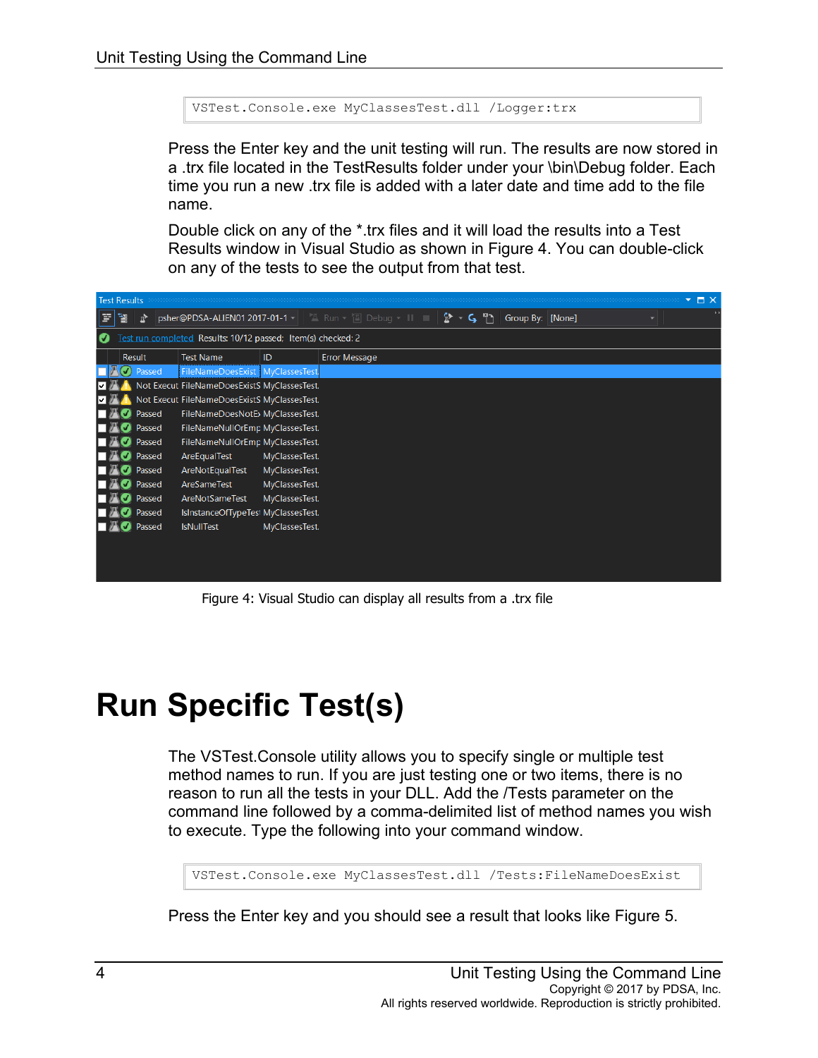```
VSTest.Console.exe MyClassesTest.dll /Logger:trx
```

Press the Enter key and the unit testing will run. The results are now stored in a .trx file located in the TestResults folder under your \bin\Debug folder. Each time you run a new .trx file is added with a later date and time add to the file name.

Double click on any of the *.trx files and it will load the results into a Test Results window in Visual Studio as shown in Figure 4. You can double-click on any of the tests to see the output from that test.

Figure 4: Visual Studio can display all results from a .trx file

# Run Specific Test(s)

The VSTest.Console utility allows you to specify single or multiple test method names to run. If you are just testing one or two items, there is no reason to run all the tests in your DLL. Add the /Tests parameter on the command line followed by a comma-delimited list of method names you wish to execute. Type the following into your command window.

```
VSTest.Console.exe MyClassesTest.dll /Tests:FileNameDoesExist
```

Press the Enter key and you should see a result that looks like Figure 5.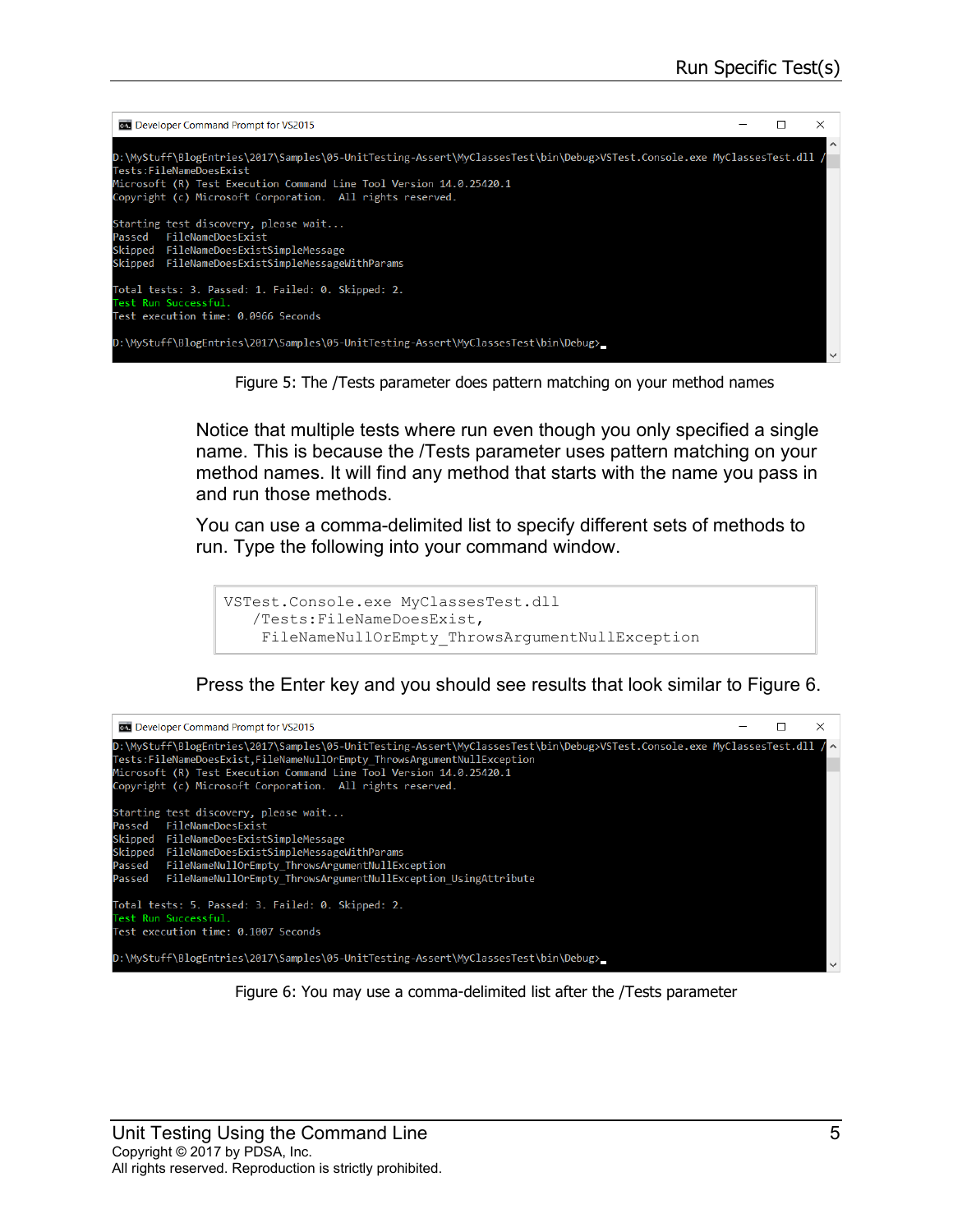```
D:\MyStuff\BlogEntries\2017\Samples\05-UnitTesting-Assert\MyClassesTest\bin\Debug>VSTest.Console.exe MyClassesTest.dll /
Tests:FileNameDoesExist
Microsoft (R) Test Execution Command Line Tool Version 14.0.25420.1
Copyright (c) Microsoft Corporation.  All rights reserved.

Starting test discovery, please wait...
Passed   FileNameDoesExist
Skipped  FileNameDoesExistSimpleMessage
Skipped  FileNameDoesExistSimpleMessageWithParams

Total tests: 3. Passed: 1. Failed: 0. Skipped: 2.
Test Run Successful.
Test execution time: 0.0966 Seconds

D:\MyStuff\BlogEntries\2017\Samples\05-UnitTesting-Assert\MyClassesTest\bin\Debug>
```

Figure 5: The /Tests parameter does pattern matching on your method names

Notice that multiple tests where run even though you only specified a single name. This is because the /Tests parameter uses pattern matching on your method names. It will find any method that starts with the name you pass in and run those methods.

You can use a comma-delimited list to specify different sets of methods to run. Type the following into your command window.

```
VSTest.Console.exe MyClassesTest.dll
   /Tests:FileNameDoesExist,
    FileNameNullOrEmpty_ThrowsArgumentNullException
```

Press the Enter key and you should see results that look similar to Figure 6.

```
D:\MyStuff\BlogEntries\2017\Samples\05-UnitTesting-Assert\MyClassesTest\bin\Debug>VSTest.Console.exe MyClassesTest.dll /
Tests:FileNameDoesExist,FileNameNullOrEmpty_ThrowsArgumentNullException
Microsoft (R) Test Execution Command Line Tool Version 14.0.25420.1
Copyright (c) Microsoft Corporation.  All rights reserved.

Starting test discovery, please wait...
Passed   FileNameDoesExist
Skipped  FileNameDoesExistSimpleMessage
Skipped  FileNameDoesExistSimpleMessageWithParams
Passed   FileNameNullOrEmpty_ThrowsArgumentNullException
Passed   FileNameNullOrEmpty_ThrowsArgumentNullException_UsingAttribute

Total tests: 5. Passed: 3. Failed: 0. Skipped: 2.
Test Run Successful.
Test execution time: 0.1007 Seconds

D:\MyStuff\BlogEntries\2017\Samples\05-UnitTesting-Assert\MyClassesTest\bin\Debug>
```

Figure 6: You may use a comma-delimited list after the /Tests parameter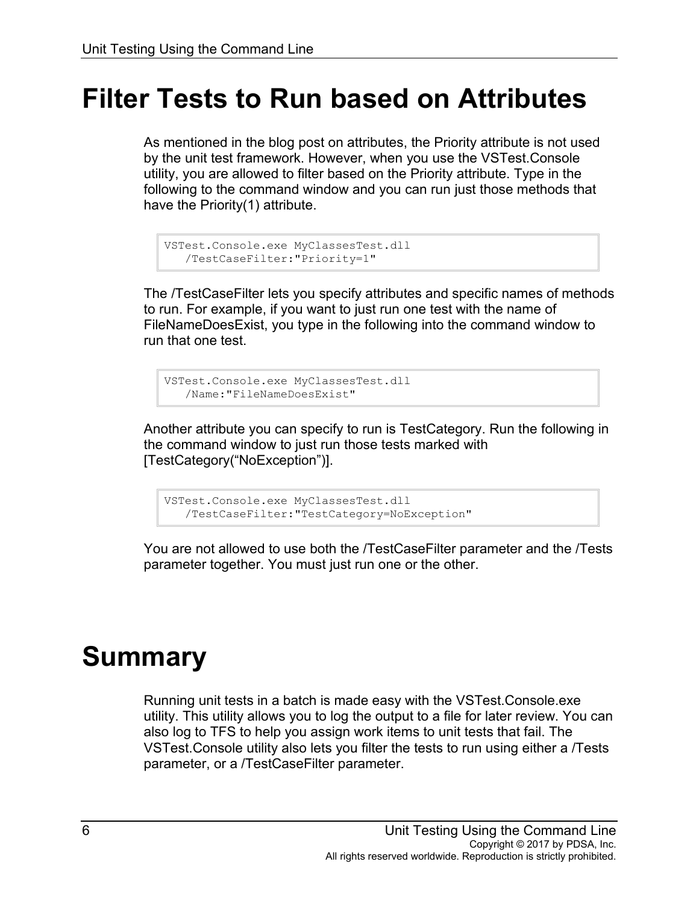# Filter Tests to Run based on Attributes

As mentioned in the blog post on attributes, the Priority attribute is not used by the unit test framework. However, when you use the VSTest.Console utility, you are allowed to filter based on the Priority attribute. Type in the following to the command window and you can run just those methods that have the Priority(1) attribute.

```
VSTest.Console.exe MyClassesTest.dll
   /TestCaseFilter:"Priority=1"
```

The /TestCaseFilter lets you specify attributes and specific names of methods to run. For example, if you want to just run one test with the name of FileNameDoesExist, you type in the following into the command window to run that one test.

```
VSTest.Console.exe MyClassesTest.dll
   /Name:"FileNameDoesExist"
```

Another attribute you can specify to run is TestCategory. Run the following in the command window to just run those tests marked with [TestCategory("NoException")].

```
VSTest.Console.exe MyClassesTest.dll
   /TestCaseFilter:"TestCategory=NoException"
```

You are not allowed to use both the /TestCaseFilter parameter and the /Tests parameter together. You must just run one or the other.

# Summary

Running unit tests in a batch is made easy with the VSTest.Console.exe utility. This utility allows you to log the output to a file for later review. You can also log to TFS to help you assign work items to unit tests that fail. The VSTest.Console utility also lets you filter the tests to run using either a /Tests parameter, or a /TestCaseFilter parameter.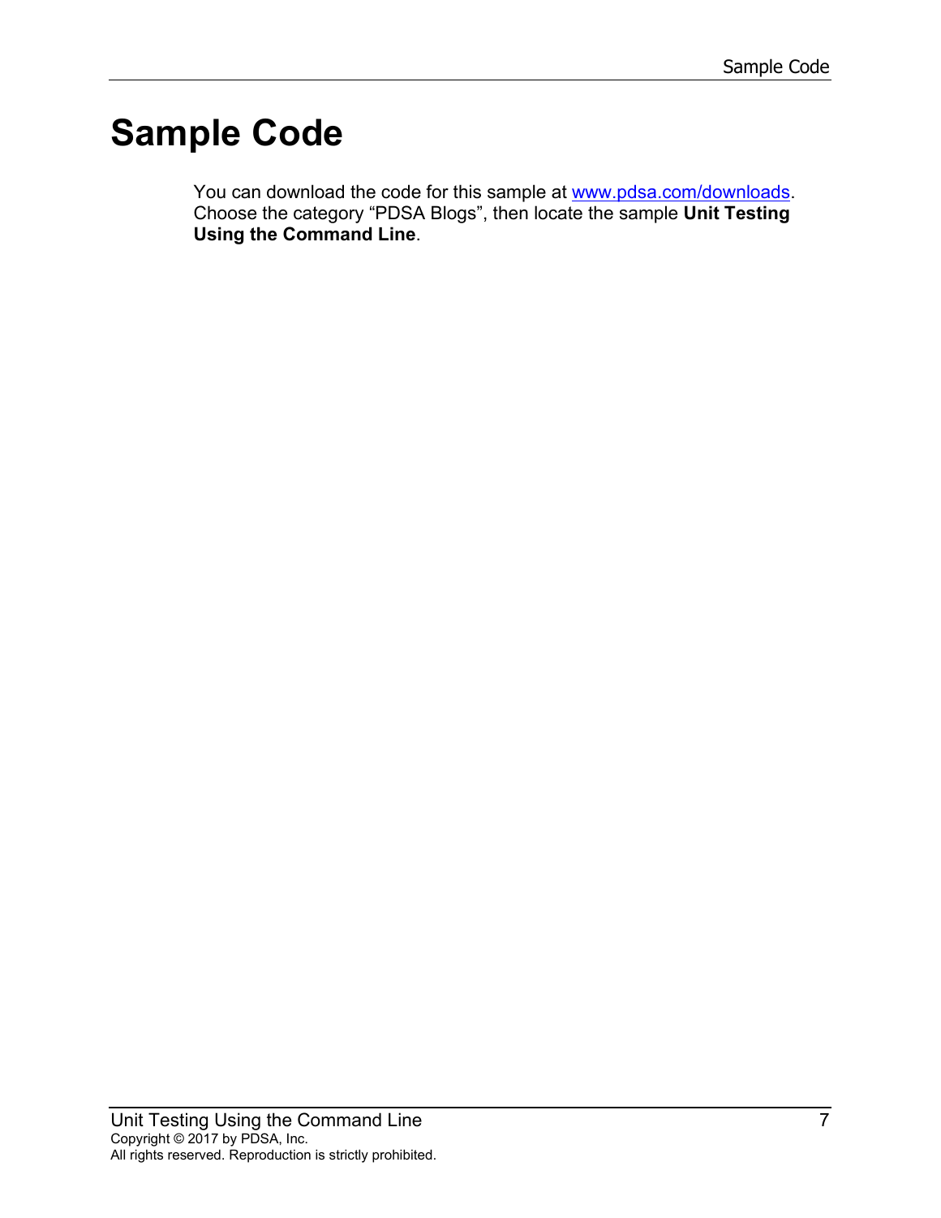# Sample Code

You can download the code for this sample at [www.pdsa.com/downloads](http://www.pdsa.com/downloads). Choose the category “PDSA Blogs”, then locate the sample **Unit Testing Using the Command Line**.